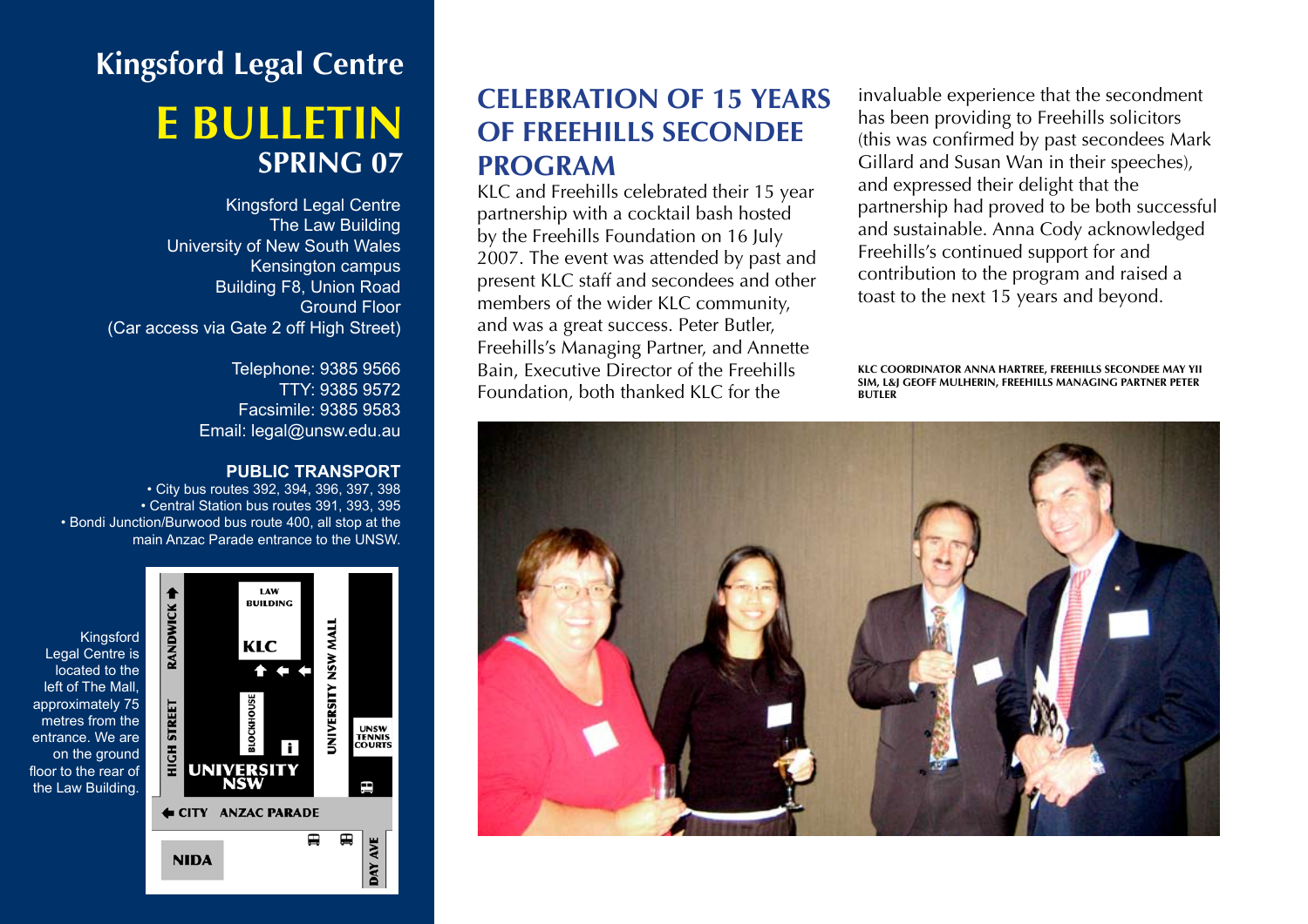# Kingsford Legal Centre

# E BULLETIN

## SPRING 07

Kingsford Legal Centre
The Law Building
University of New South Wales
Kensington campus
Building F8, Union Road
Ground Floor
(Car access via Gate 2 off High Street)

Telephone: 9385 9566
TTY: 9385 9572
Facsimile: 9385 9583
Email: legal@unsw.edu.au

**PUBLIC TRANSPORT**

- City bus routes 392, 394, 396, 397, 398
- Central Station bus routes 391, 393, 395
- Bondi Junction/Burwood bus route 400, all stop at the main Anzac Parade entrance to the UNSW.

Kingsford Legal Centre is located to the left of The Mall, approximately 75 metres from the entrance. We are on the ground floor to the rear of the Law Building.

## CELEBRATION OF 15 YEARS OF FREEHILLS SECONDEE PROGRAM

KLC and Freehills celebrated their 15 year partnership with a cocktail bash hosted by the Freehills Foundation on 16 July 2007. The event was attended by past and present KLC staff and secondees and other members of the wider KLC community, and was a great success. Peter Butler, Freehills's Managing Partner, and Annette Bain, Executive Director of the Freehills Foundation, both thanked KLC for the invaluable experience that the secondment has been providing to Freehills solicitors (this was confirmed by past secondees Mark Gillard and Susan Wan in their speeches), and expressed their delight that the partnership had proved to be both successful and sustainable. Anna Cody acknowledged Freehills's continued support for and contribution to the program and raised a toast to the next 15 years and beyond.

KLC COORDINATOR ANNA HARTREE, FREEHILLS SECONDEE MAY YII SIM, L&J GEOFF MULHERIN, FREEHILLS MANAGING PARTNER PETER BUTLER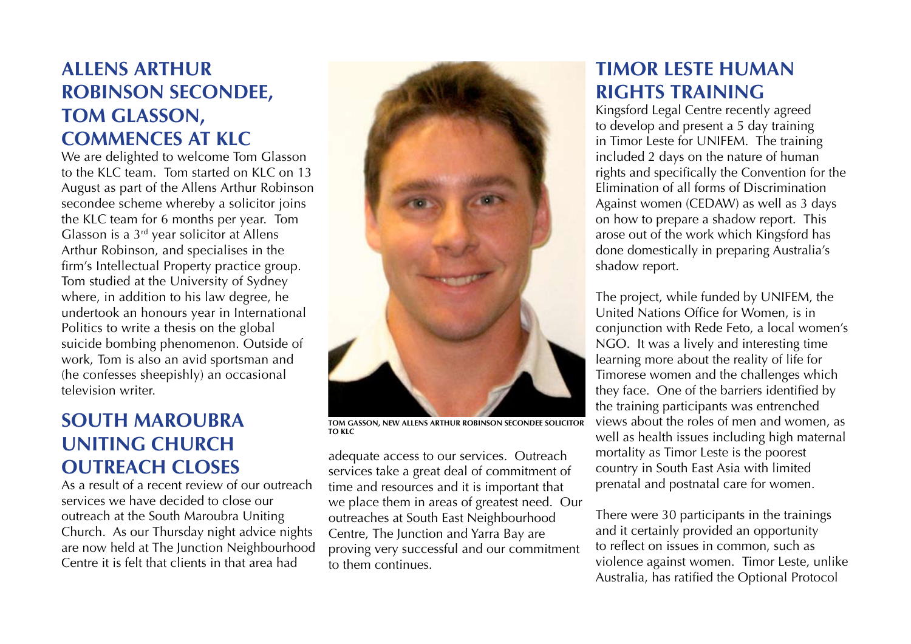## ALLENS ARTHUR ROBINSON SECONDEE, TOM GLASSON, COMMENCES AT KLC

We are delighted to welcome Tom Glasson to the KLC team. Tom started on KLC on 13 August as part of the Allens Arthur Robinson secondee scheme whereby a solicitor joins the KLC team for 6 months per year. Tom Glasson is a 3rd year solicitor at Allens Arthur Robinson, and specialises in the firm's Intellectual Property practice group. Tom studied at the University of Sydney where, in addition to his law degree, he undertook an honours year in International Politics to write a thesis on the global suicide bombing phenomenon. Outside of work, Tom is also an avid sportsman and (he confesses sheepishly) an occasional television writer.

TOM GASSON, NEW ALLENS ARTHUR ROBINSON SECONDEE SOLICITOR TO KLC

## SOUTH MAROUBRA UNITING CHURCH OUTREACH CLOSES

As a result of a recent review of our outreach services we have decided to close our outreach at the South Maroubra Uniting Church. As our Thursday night advice nights are now held at The Junction Neighbourhood Centre it is felt that clients in that area had adequate access to our services. Outreach services take a great deal of commitment of time and resources and it is important that we place them in areas of greatest need. Our outreaches at South East Neighbourhood Centre, The Junction and Yarra Bay are proving very successful and our commitment to them continues.

## TIMOR LESTE HUMAN RIGHTS TRAINING

Kingsford Legal Centre recently agreed to develop and present a 5 day training in Timor Leste for UNIFEM. The training included 2 days on the nature of human rights and specifically the Convention for the Elimination of all forms of Discrimination Against women (CEDAW) as well as 3 days on how to prepare a shadow report. This arose out of the work which Kingsford has done domestically in preparing Australia's shadow report.

The project, while funded by UNIFEM, the United Nations Office for Women, is in conjunction with Rede Feto, a local women's NGO. It was a lively and interesting time learning more about the reality of life for Timorese women and the challenges which they face. One of the barriers identified by the training participants was entrenched views about the roles of men and women, as well as health issues including high maternal mortality as Timor Leste is the poorest country in South East Asia with limited prenatal and postnatal care for women.

There were 30 participants in the trainings and it certainly provided an opportunity to reflect on issues in common, such as violence against women. Timor Leste, unlike Australia, has ratified the Optional Protocol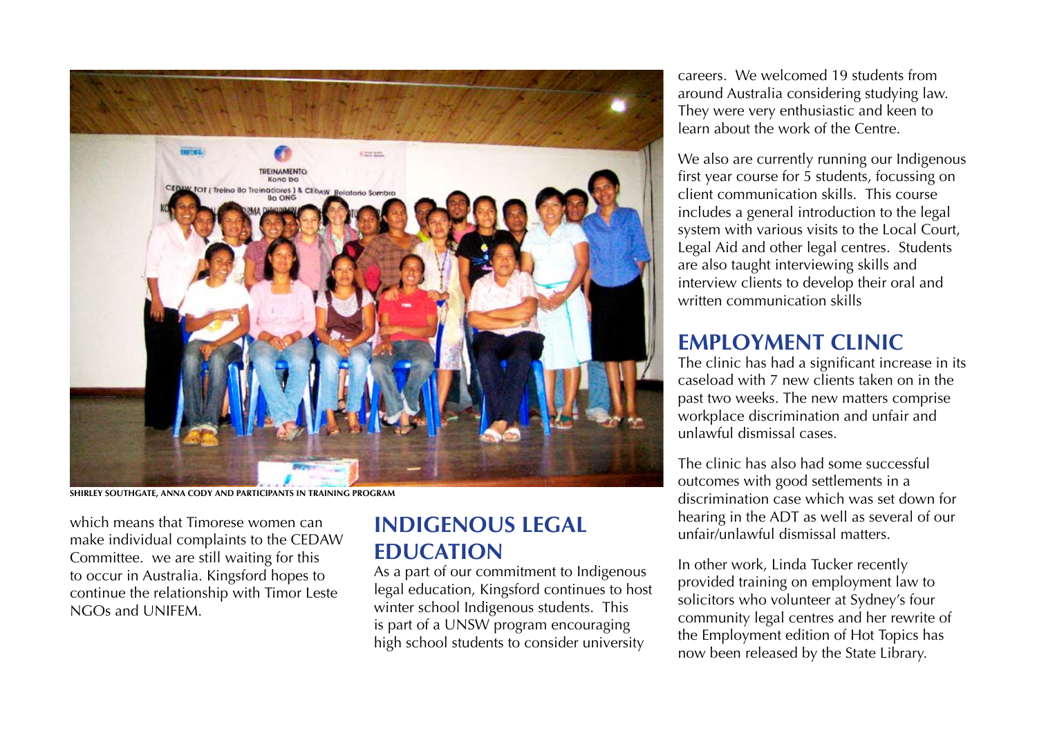SHIRLEY SOUTHGATE, ANNA CODY AND PARTICIPANTS IN TRAINING PROGRAM

which means that Timorese women can make individual complaints to the CEDAW Committee. we are still waiting for this to occur in Australia. Kingsford hopes to continue the relationship with Timor Leste NGOs and UNIFEM.

## INDIGENOUS LEGAL EDUCATION

As a part of our commitment to Indigenous legal education, Kingsford continues to host winter school Indigenous students. This is part of a UNSW program encouraging high school students to consider university careers. We welcomed 19 students from around Australia considering studying law. They were very enthusiastic and keen to learn about the work of the Centre.

We also are currently running our Indigenous first year course for 5 students, focussing on client communication skills. This course includes a general introduction to the legal system with various visits to the Local Court, Legal Aid and other legal centres. Students are also taught interviewing skills and interview clients to develop their oral and written communication skills

## EMPLOYMENT CLINIC

The clinic has had a significant increase in its caseload with 7 new clients taken on in the past two weeks. The new matters comprise workplace discrimination and unfair and unlawful dismissal cases.

The clinic has also had some successful outcomes with good settlements in a discrimination case which was set down for hearing in the ADT as well as several of our unfair/unlawful dismissal matters.

In other work, Linda Tucker recently provided training on employment law to solicitors who volunteer at Sydney's four community legal centres and her rewrite of the Employment edition of Hot Topics has now been released by the State Library.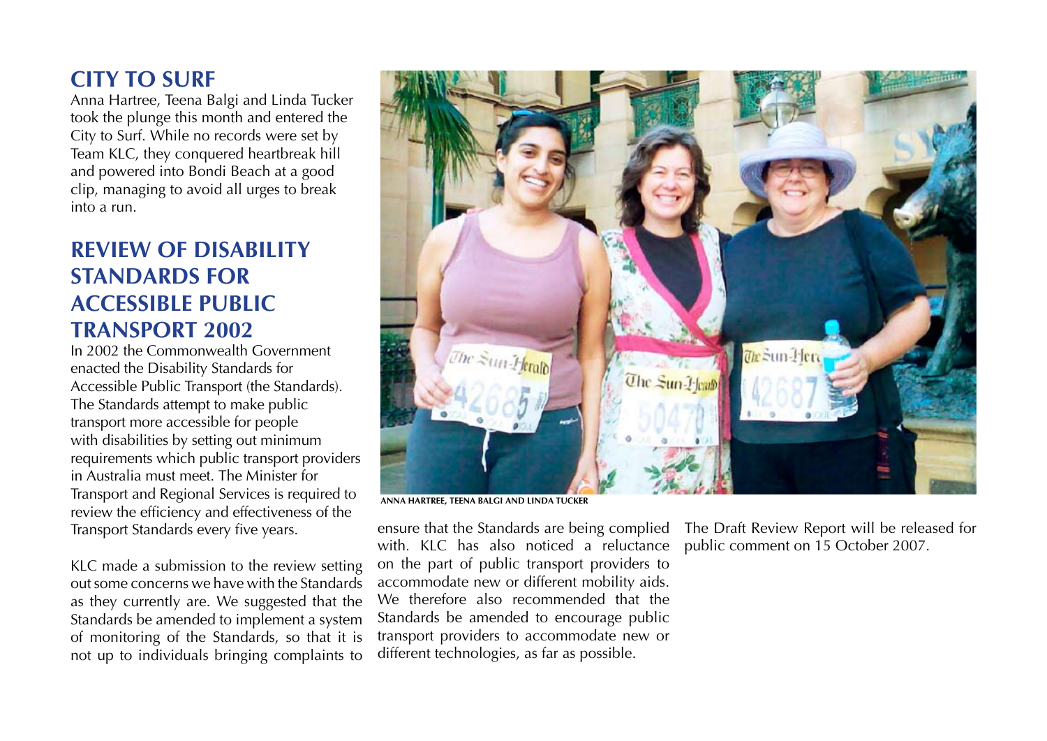## CITY TO SURF

Anna Hartree, Teena Balgi and Linda Tucker took the plunge this month and entered the City to Surf. While no records were set by Team KLC, they conquered heartbreak hill and powered into Bondi Beach at a good clip, managing to avoid all urges to break into a run.

ANNA HARTREE, TEENA BALGI AND LINDA TUCKER

## REVIEW OF DISABILITY STANDARDS FOR ACCESSIBLE PUBLIC TRANSPORT 2002

In 2002 the Commonwealth Government enacted the Disability Standards for Accessible Public Transport (the Standards). The Standards attempt to make public transport more accessible for people with disabilities by setting out minimum requirements which public transport providers in Australia must meet. The Minister for Transport and Regional Services is required to review the efficiency and effectiveness of the Transport Standards every five years.

KLC made a submission to the review setting out some concerns we have with the Standards as they currently are. We suggested that the Standards be amended to implement a system of monitoring of the Standards, so that it is not up to individuals bringing complaints to ensure that the Standards are being complied with. KLC has also noticed a reluctance on the part of public transport providers to accommodate new or different mobility aids. We therefore also recommended that the Standards be amended to encourage public transport providers to accommodate new or different technologies, as far as possible.

The Draft Review Report will be released for public comment on 15 October 2007.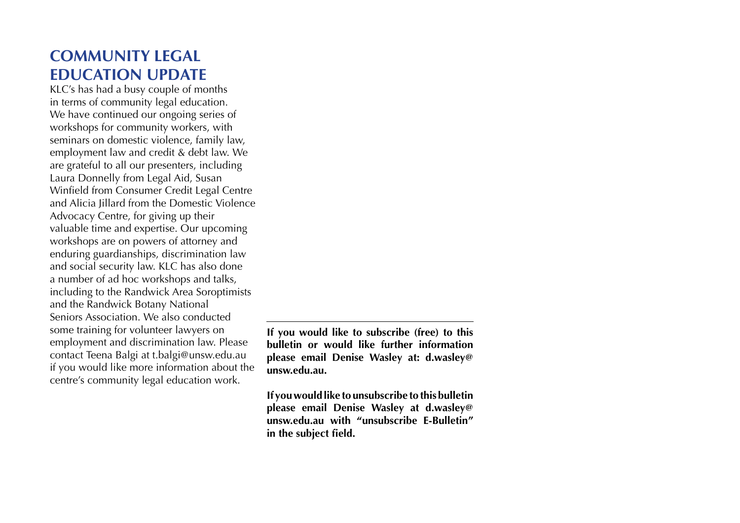## COMMUNITY LEGAL EDUCATION UPDATE

KLC's has had a busy couple of months in terms of community legal education. We have continued our ongoing series of workshops for community workers, with seminars on domestic violence, family law, employment law and credit & debt law. We are grateful to all our presenters, including Laura Donnelly from Legal Aid, Susan Winfield from Consumer Credit Legal Centre and Alicia Jillard from the Domestic Violence Advocacy Centre, for giving up their valuable time and expertise. Our upcoming workshops are on powers of attorney and enduring guardianships, discrimination law and social security law. KLC has also done a number of ad hoc workshops and talks, including to the Randwick Area Soroptimists and the Randwick Botany National Seniors Association. We also conducted some training for volunteer lawyers on employment and discrimination law. Please contact Teena Balgi at t.balgi@unsw.edu.au if you would like more information about the centre's community legal education work.

---

**If you would like to subscribe (free) to this bulletin or would like further information please email Denise Wasley at: d.wasley@unsw.edu.au.**

**If you would like to unsubscribe to this bulletin please email Denise Wasley at d.wasley@unsw.edu.au with "unsubscribe E-Bulletin" in the subject field.**